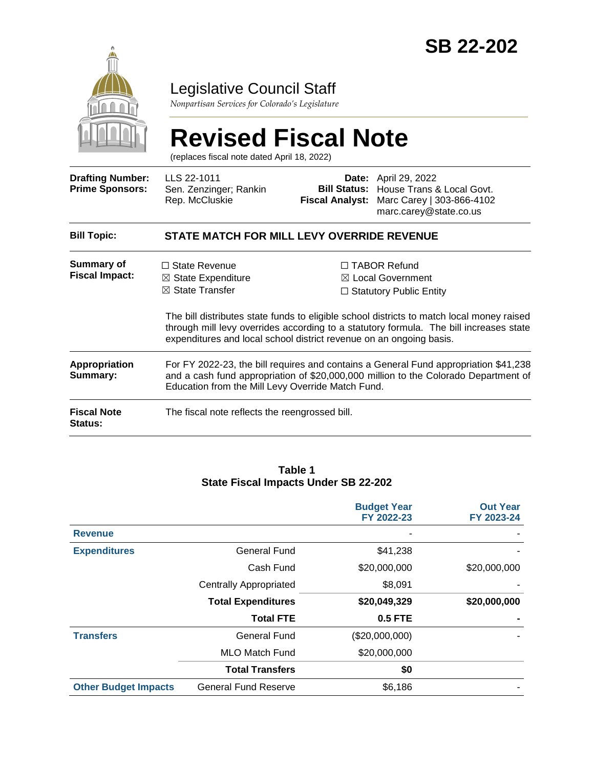# SB 22-202

# Legislative Council Staff

*Nonpartisan Services for Colorado's Legislature*

# Revised Fiscal Note

(replaces fiscal note dated April 18, 2022)

| | | | |
|---|---|---|---|
| **Drafting Number:** | LLS 22-1011 | **Date:** | April 29, 2022 |
| **Prime Sponsors:** | Sen. Zenzinger; Rankin<br>Rep. McCluskie | **Bill Status:** | House Trans & Local Govt. |
| | | **Fiscal Analyst:** | Marc Carey \| 303-866-4102<br>marc.carey@state.co.us |

| | |
|---|---|
| **Bill Topic:** | **STATE MATCH FOR MILL LEVY OVERRIDE REVENUE** |
| **Summary of Fiscal Impact:** | ☐ State Revenue ☒ State Expenditure ☒ State Transfer ☐ TABOR Refund ☒ Local Government ☐ Statutory Public Entity<br><br>The bill distributes state funds to eligible school districts to match local money raised through mill levy overrides according to a statutory formula. The bill increases state expenditures and local school district revenue on an ongoing basis. |
| **Appropriation Summary:** | For FY 2022-23, the bill requires and contains a General Fund appropriation $41,238 and a cash fund appropriation of $20,000,000 million to the Colorado Department of Education from the Mill Levy Override Match Fund. |
| **Fiscal Note Status:** | The fiscal note reflects the reengrossed bill. |

**Table 1**
**State Fiscal Impacts Under SB 22-202**

| | | Budget Year FY 2022-23 | Out Year FY 2023-24 |
|---|---|---|---|
| **Revenue** | | - | - |
| **Expenditures** | General Fund | $41,238 | - |
| | Cash Fund | $20,000,000 | $20,000,000 |
| | Centrally Appropriated | $8,091 | - |
| | **Total Expenditures** | **$20,049,329** | **$20,000,000** |
| | **Total FTE** | **0.5 FTE** | **-** |
| **Transfers** | General Fund | ($20,000,000) | - |
| | MLO Match Fund | $20,000,000 | |
| | **Total Transfers** | **$0** | |
| **Other Budget Impacts** | General Fund Reserve | $6,186 | - |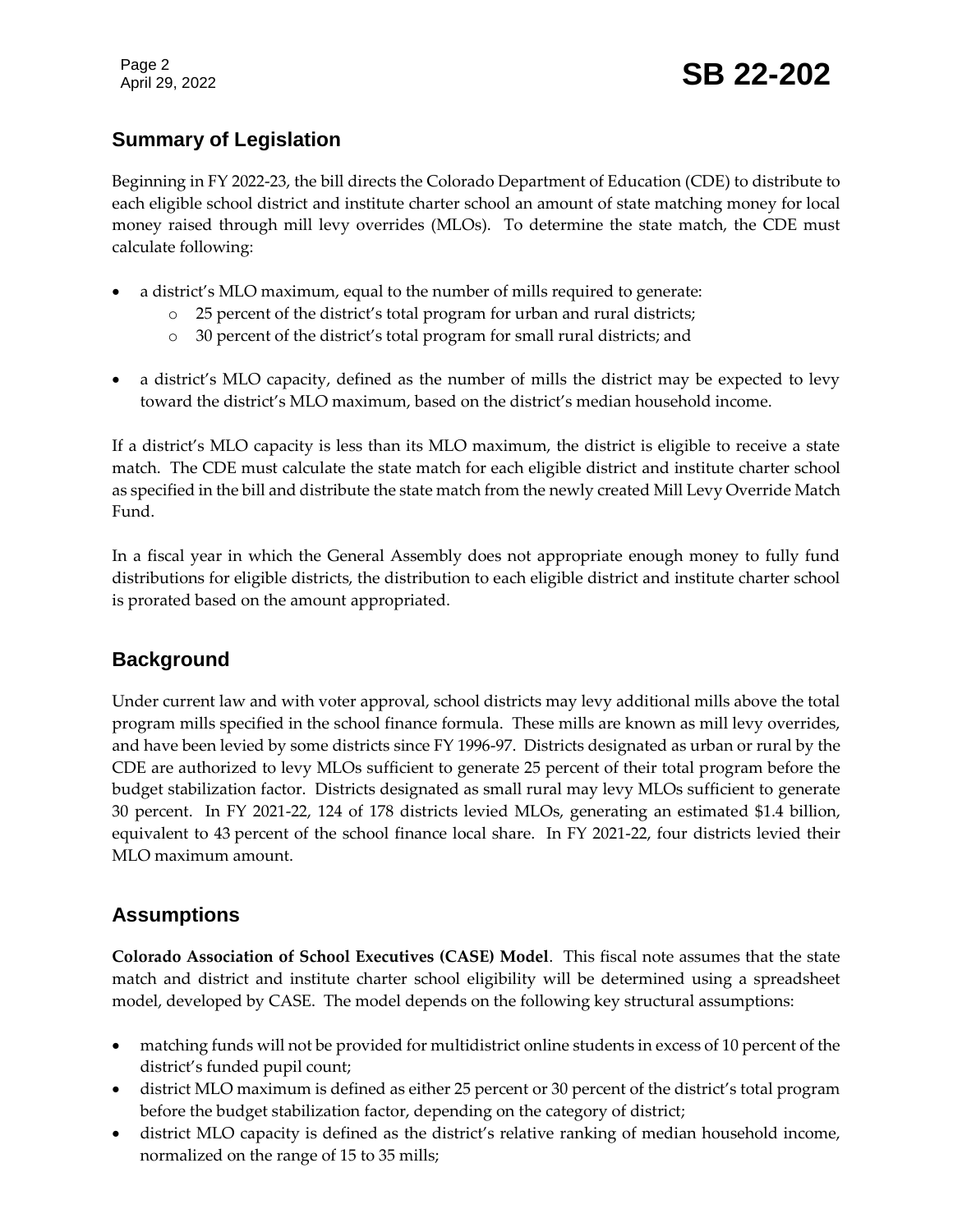## Summary of Legislation

Beginning in FY 2022-23, the bill directs the Colorado Department of Education (CDE) to distribute to each eligible school district and institute charter school an amount of state matching money for local money raised through mill levy overrides (MLOs). To determine the state match, the CDE must calculate following:

- a district's MLO maximum, equal to the number of mills required to generate:
  - 25 percent of the district's total program for urban and rural districts;
  - 30 percent of the district's total program for small rural districts; and
- a district's MLO capacity, defined as the number of mills the district may be expected to levy toward the district's MLO maximum, based on the district's median household income.

If a district's MLO capacity is less than its MLO maximum, the district is eligible to receive a state match. The CDE must calculate the state match for each eligible district and institute charter school as specified in the bill and distribute the state match from the newly created Mill Levy Override Match Fund.

In a fiscal year in which the General Assembly does not appropriate enough money to fully fund distributions for eligible districts, the distribution to each eligible district and institute charter school is prorated based on the amount appropriated.

## Background

Under current law and with voter approval, school districts may levy additional mills above the total program mills specified in the school finance formula. These mills are known as mill levy overrides, and have been levied by some districts since FY 1996-97. Districts designated as urban or rural by the CDE are authorized to levy MLOs sufficient to generate 25 percent of their total program before the budget stabilization factor. Districts designated as small rural may levy MLOs sufficient to generate 30 percent. In FY 2021-22, 124 of 178 districts levied MLOs, generating an estimated $1.4 billion, equivalent to 43 percent of the school finance local share. In FY 2021-22, four districts levied their MLO maximum amount.

## Assumptions

**Colorado Association of School Executives (CASE) Model**. This fiscal note assumes that the state match and district and institute charter school eligibility will be determined using a spreadsheet model, developed by CASE. The model depends on the following key structural assumptions:

- matching funds will not be provided for multidistrict online students in excess of 10 percent of the district's funded pupil count;
- district MLO maximum is defined as either 25 percent or 30 percent of the district's total program before the budget stabilization factor, depending on the category of district;
- district MLO capacity is defined as the district's relative ranking of median household income, normalized on the range of 15 to 35 mills;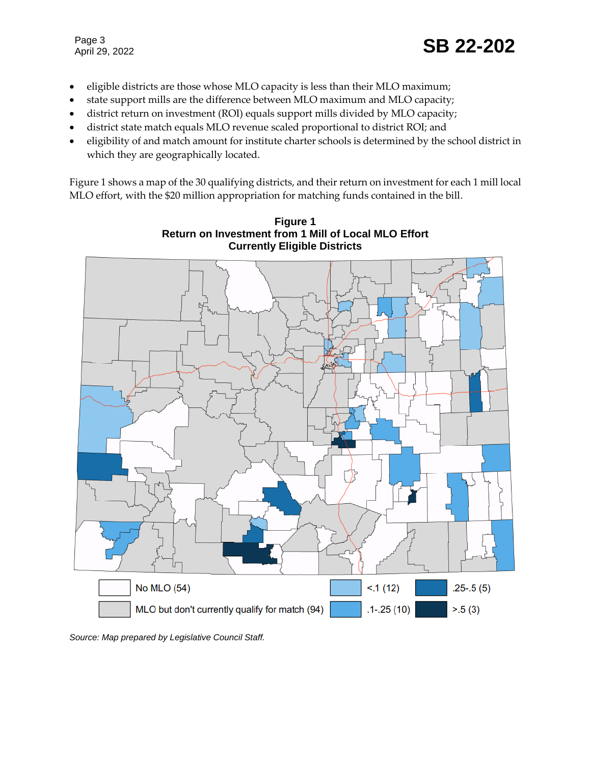- eligible districts are those whose MLO capacity is less than their MLO maximum;
- state support mills are the difference between MLO maximum and MLO capacity;
- district return on investment (ROI) equals support mills divided by MLO capacity;
- district state match equals MLO revenue scaled proportional to district ROI; and
- eligibility of and match amount for institute charter schools is determined by the school district in which they are geographically located.

Figure 1 shows a map of the 30 qualifying districts, and their return on investment for each 1 mill local MLO effort, with the $20 million appropriation for matching funds contained in the bill.

**Figure 1**
**Return on Investment from 1 Mill of Local MLO Effort**
**Currently Eligible Districts**

No MLO (54)
MLO but don't currently qualify for match (94)
<.1 (12)
.1-.25 (10)
.25-.5 (5)
>.5 (3)

*Source: Map prepared by Legislative Council Staff.*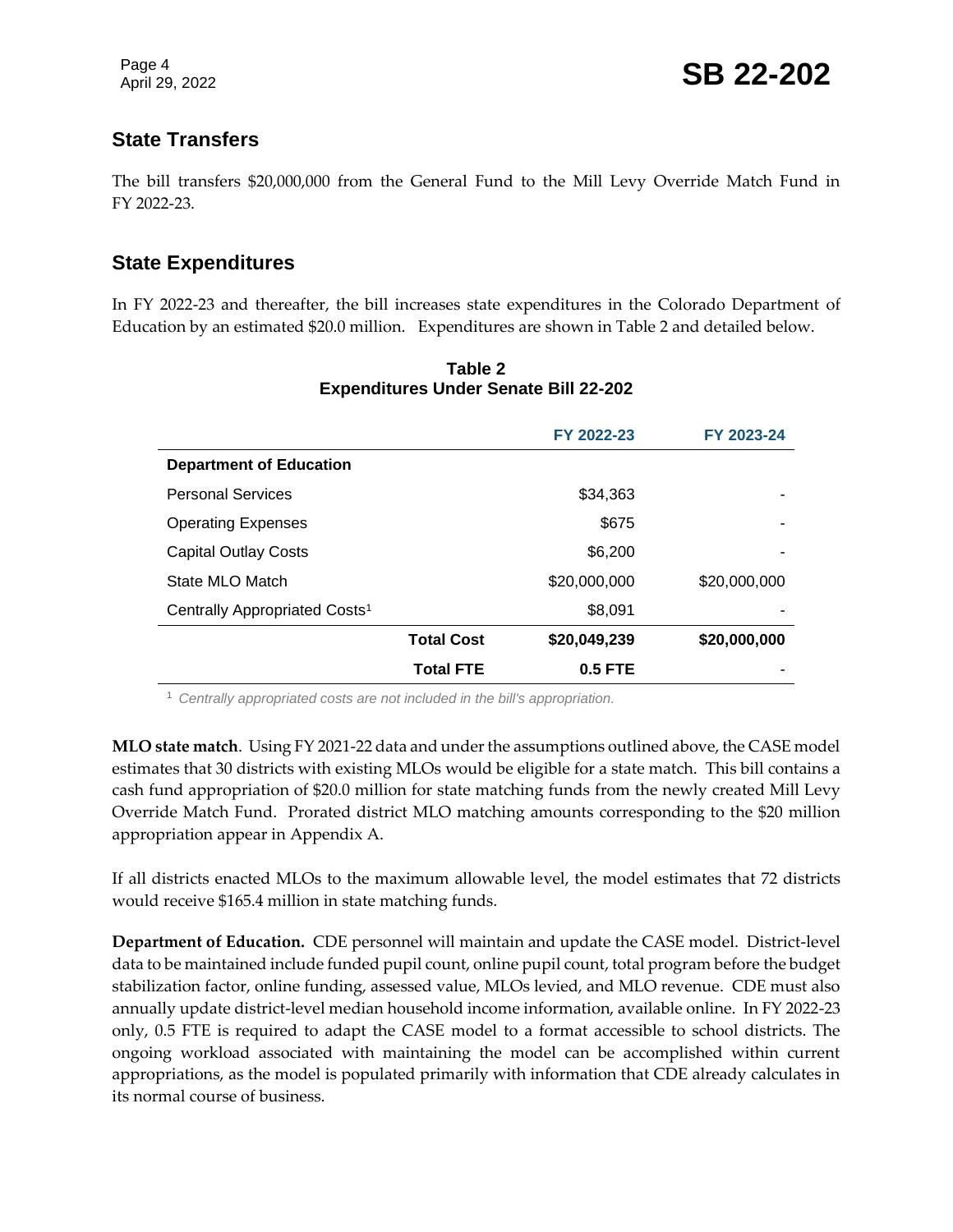## State Transfers

The bill transfers $20,000,000 from the General Fund to the Mill Levy Override Match Fund in FY 2022-23.

## State Expenditures

In FY 2022-23 and thereafter, the bill increases state expenditures in the Colorado Department of Education by an estimated $20.0 million. Expenditures are shown in Table 2 and detailed below.

**Table 2**
**Expenditures Under Senate Bill 22-202**

| | | FY 2022-23 | FY 2023-24 |
|---|---|---|---|
| **Department of Education** | | | |
| Personal Services | | $34,363 | - |
| Operating Expenses | | $675 | - |
| Capital Outlay Costs | | $6,200 | - |
| State MLO Match | | $20,000,000 | $20,000,000 |
| Centrally Appropriated Costs[1] | | $8,091 | - |
| | **Total Cost** | **$20,049,239** | **$20,000,000** |
| | **Total FTE** | **0.5 FTE** | - |

[1] *Centrally appropriated costs are not included in the bill's appropriation.*

**MLO state match**. Using FY 2021-22 data and under the assumptions outlined above, the CASE model estimates that 30 districts with existing MLOs would be eligible for a state match. This bill contains a cash fund appropriation of $20.0 million for state matching funds from the newly created Mill Levy Override Match Fund. Prorated district MLO matching amounts corresponding to the $20 million appropriation appear in Appendix A.

If all districts enacted MLOs to the maximum allowable level, the model estimates that 72 districts would receive $165.4 million in state matching funds.

**Department of Education.** CDE personnel will maintain and update the CASE model. District-level data to be maintained include funded pupil count, online pupil count, total program before the budget stabilization factor, online funding, assessed value, MLOs levied, and MLO revenue. CDE must also annually update district-level median household income information, available online. In FY 2022-23 only, 0.5 FTE is required to adapt the CASE model to a format accessible to school districts. The ongoing workload associated with maintaining the model can be accomplished within current appropriations, as the model is populated primarily with information that CDE already calculates in its normal course of business.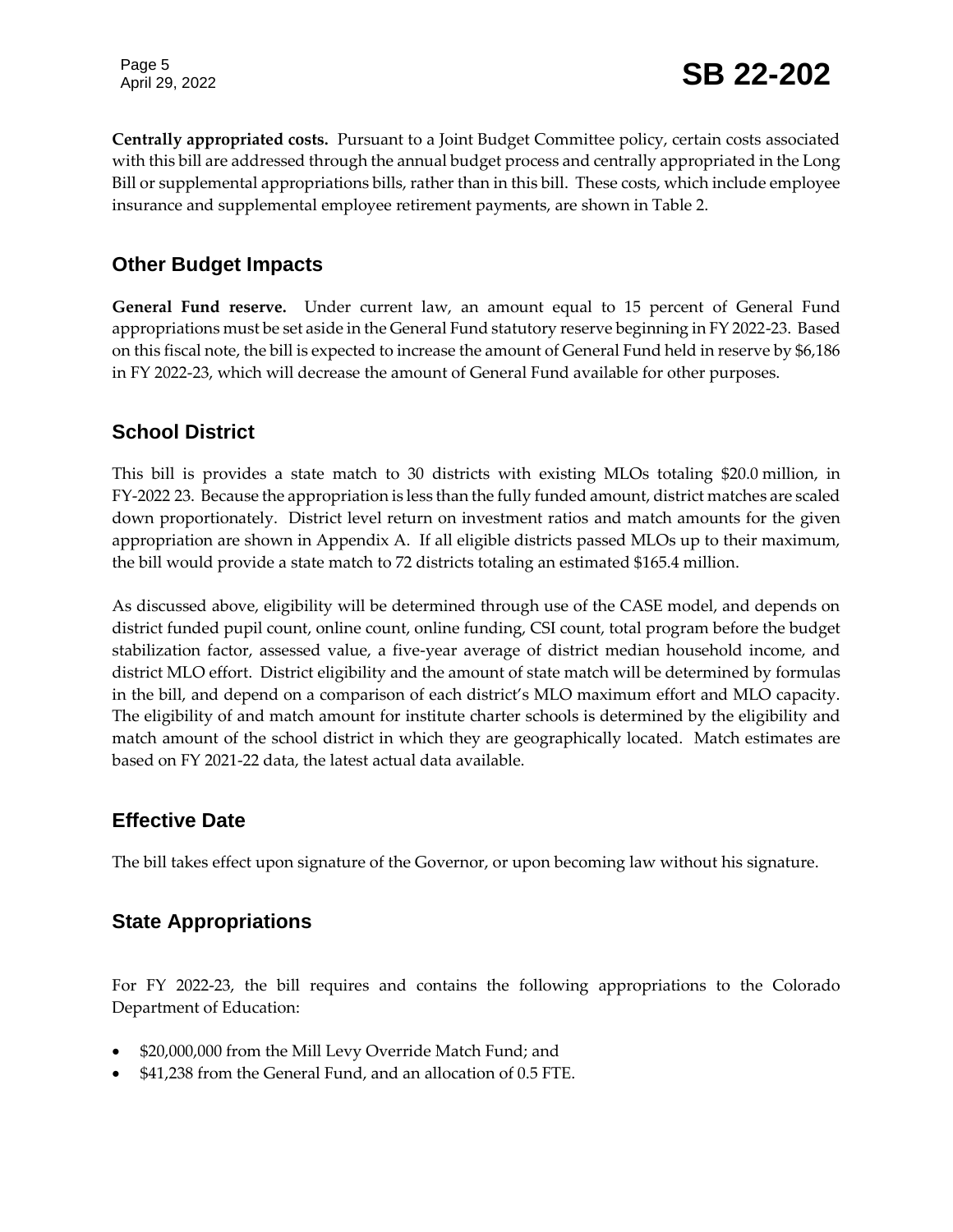**Centrally appropriated costs.** Pursuant to a Joint Budget Committee policy, certain costs associated with this bill are addressed through the annual budget process and centrally appropriated in the Long Bill or supplemental appropriations bills, rather than in this bill. These costs, which include employee insurance and supplemental employee retirement payments, are shown in Table 2.

## Other Budget Impacts

**General Fund reserve.** Under current law, an amount equal to 15 percent of General Fund appropriations must be set aside in the General Fund statutory reserve beginning in FY 2022-23. Based on this fiscal note, the bill is expected to increase the amount of General Fund held in reserve by $6,186 in FY 2022-23, which will decrease the amount of General Fund available for other purposes.

## School District

This bill is provides a state match to 30 districts with existing MLOs totaling $20.0 million, in FY-2022 23. Because the appropriation is less than the fully funded amount, district matches are scaled down proportionately. District level return on investment ratios and match amounts for the given appropriation are shown in Appendix A. If all eligible districts passed MLOs up to their maximum, the bill would provide a state match to 72 districts totaling an estimated $165.4 million.

As discussed above, eligibility will be determined through use of the CASE model, and depends on district funded pupil count, online count, online funding, CSI count, total program before the budget stabilization factor, assessed value, a five-year average of district median household income, and district MLO effort. District eligibility and the amount of state match will be determined by formulas in the bill, and depend on a comparison of each district's MLO maximum effort and MLO capacity. The eligibility of and match amount for institute charter schools is determined by the eligibility and match amount of the school district in which they are geographically located. Match estimates are based on FY 2021-22 data, the latest actual data available.

## Effective Date

The bill takes effect upon signature of the Governor, or upon becoming law without his signature.

## State Appropriations

For FY 2022-23, the bill requires and contains the following appropriations to the Colorado Department of Education:

- $20,000,000 from the Mill Levy Override Match Fund; and
- $41,238 from the General Fund, and an allocation of 0.5 FTE.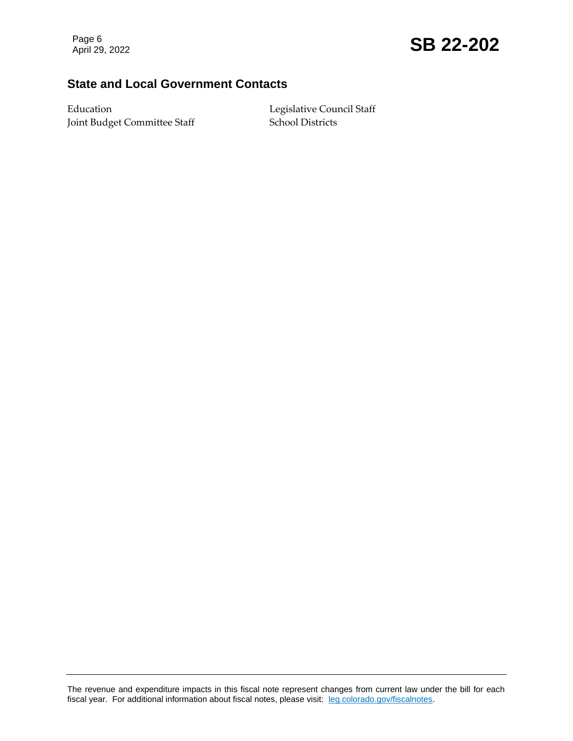## State and Local Government Contacts

Education
Joint Budget Committee Staff
Legislative Council Staff
School Districts

The revenue and expenditure impacts in this fiscal note represent changes from current law under the bill for each fiscal year. For additional information about fiscal notes, please visit: leg.colorado.gov/fiscalnotes.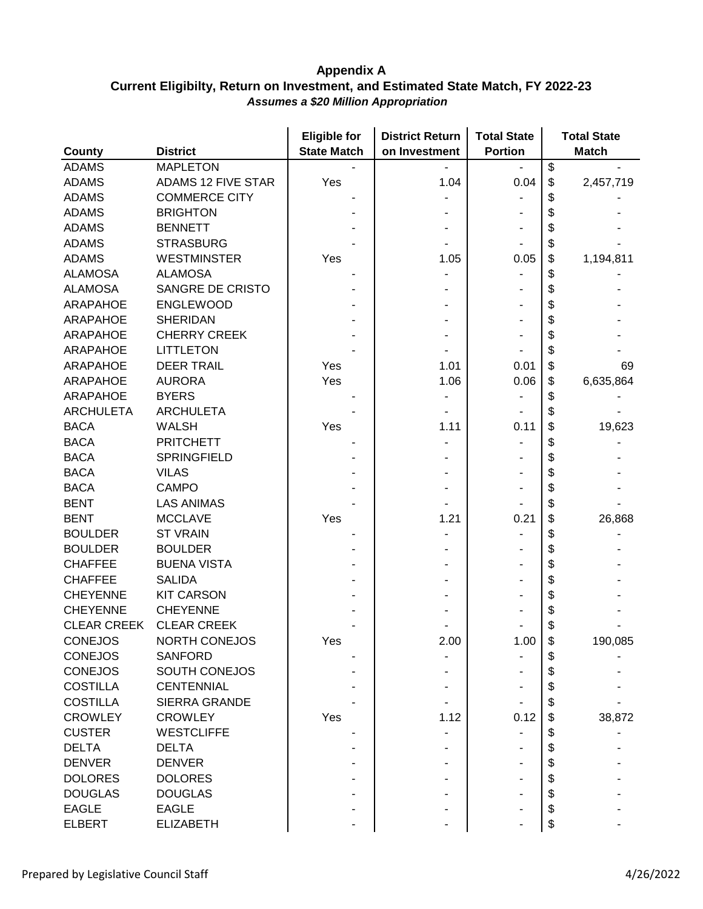**Appendix A**

**Current Eligibilty, Return on Investment, and Estimated State Match, FY 2022-23**

***Assumes a $20 Million Appropriation***

| County | District | Eligible for State Match | District Return on Investment | Total State Portion | Total State Match |
|---|---|---|---|---|---|
| ADAMS | MAPLETON | - | - | - | $ - |
| ADAMS | ADAMS 12 FIVE STAR | Yes | 1.04 | 0.04 | $ 2,457,719 |
| ADAMS | COMMERCE CITY | - | - | - | $ - |
| ADAMS | BRIGHTON | - | - | - | $ - |
| ADAMS | BENNETT | - | - | - | $ - |
| ADAMS | STRASBURG | - | - | - | $ - |
| ADAMS | WESTMINSTER | Yes | 1.05 | 0.05 | $ 1,194,811 |
| ALAMOSA | ALAMOSA | - | - | - | $ - |
| ALAMOSA | SANGRE DE CRISTO | - | - | - | $ - |
| ARAPAHOE | ENGLEWOOD | - | - | - | $ - |
| ARAPAHOE | SHERIDAN | - | - | - | $ - |
| ARAPAHOE | CHERRY CREEK | - | - | - | $ - |
| ARAPAHOE | LITTLETON | - | - | - | $ - |
| ARAPAHOE | DEER TRAIL | Yes | 1.01 | 0.01 | $ 69 |
| ARAPAHOE | AURORA | Yes | 1.06 | 0.06 | $ 6,635,864 |
| ARAPAHOE | BYERS | - | - | - | $ - |
| ARCHULETA | ARCHULETA | - | - | - | $ - |
| BACA | WALSH | Yes | 1.11 | 0.11 | $ 19,623 |
| BACA | PRITCHETT | - | - | - | $ - |
| BACA | SPRINGFIELD | - | - | - | $ - |
| BACA | VILAS | - | - | - | $ - |
| BACA | CAMPO | - | - | - | $ - |
| BENT | LAS ANIMAS | - | - | - | $ - |
| BENT | MCCLAVE | Yes | 1.21 | 0.21 | $ 26,868 |
| BOULDER | ST VRAIN | - | - | - | $ - |
| BOULDER | BOULDER | - | - | - | $ - |
| CHAFFEE | BUENA VISTA | - | - | - | $ - |
| CHAFFEE | SALIDA | - | - | - | $ - |
| CHEYENNE | KIT CARSON | - | - | - | $ - |
| CHEYENNE | CHEYENNE | - | - | - | $ - |
| CLEAR CREEK | CLEAR CREEK | - | - | - | $ - |
| CONEJOS | NORTH CONEJOS | Yes | 2.00 | 1.00 | $ 190,085 |
| CONEJOS | SANFORD | - | - | - | $ - |
| CONEJOS | SOUTH CONEJOS | - | - | - | $ - |
| COSTILLA | CENTENNIAL | - | - | - | $ - |
| COSTILLA | SIERRA GRANDE | - | - | - | $ - |
| CROWLEY | CROWLEY | Yes | 1.12 | 0.12 | $ 38,872 |
| CUSTER | WESTCLIFFE | - | - | - | $ - |
| DELTA | DELTA | - | - | - | $ - |
| DENVER | DENVER | - | - | - | $ - |
| DOLORES | DOLORES | - | - | - | $ - |
| DOUGLAS | DOUGLAS | - | - | - | $ - |
| EAGLE | EAGLE | - | - | - | $ - |
| ELBERT | ELIZABETH | - | - | - | $ - |

Prepared by Legislative Council Staff 4/26/2022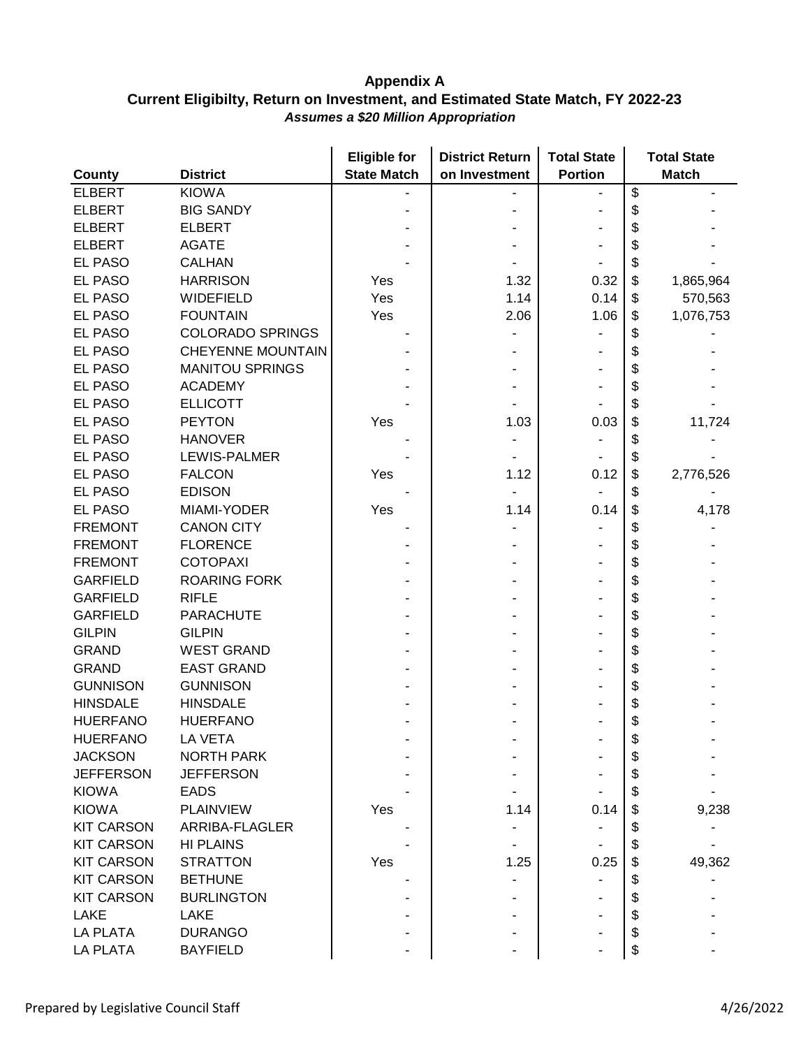**Appendix A**
**Current Eligibilty, Return on Investment, and Estimated State Match, FY 2022-23**
***Assumes a $20 Million Appropriation***

| County | District | Eligible for State Match | District Return on Investment | Total State Portion | Total State Match |
|---|---|---|---|---|---|
| ELBERT | KIOWA | - | - | - | $ - |
| ELBERT | BIG SANDY | - | - | - | $ - |
| ELBERT | ELBERT | - | - | - | $ - |
| ELBERT | AGATE | - | - | - | $ - |
| EL PASO | CALHAN | - | - | - | $ - |
| EL PASO | HARRISON | Yes | 1.32 | 0.32 | $ 1,865,964 |
| EL PASO | WIDEFIELD | Yes | 1.14 | 0.14 | $ 570,563 |
| EL PASO | FOUNTAIN | Yes | 2.06 | 1.06 | $ 1,076,753 |
| EL PASO | COLORADO SPRINGS | - | - | - | $ - |
| EL PASO | CHEYENNE MOUNTAIN | - | - | - | $ - |
| EL PASO | MANITOU SPRINGS | - | - | - | $ - |
| EL PASO | ACADEMY | - | - | - | $ - |
| EL PASO | ELLICOTT | - | - | - | $ - |
| EL PASO | PEYTON | Yes | 1.03 | 0.03 | $ 11,724 |
| EL PASO | HANOVER | - | - | - | $ - |
| EL PASO | LEWIS-PALMER | - | - | - | $ - |
| EL PASO | FALCON | Yes | 1.12 | 0.12 | $ 2,776,526 |
| EL PASO | EDISON | - | - | - | $ - |
| EL PASO | MIAMI-YODER | Yes | 1.14 | 0.14 | $ 4,178 |
| FREMONT | CANON CITY | - | - | - | $ - |
| FREMONT | FLORENCE | - | - | - | $ - |
| FREMONT | COTOPAXI | - | - | - | $ - |
| GARFIELD | ROARING FORK | - | - | - | $ - |
| GARFIELD | RIFLE | - | - | - | $ - |
| GARFIELD | PARACHUTE | - | - | - | $ - |
| GILPIN | GILPIN | - | - | - | $ - |
| GRAND | WEST GRAND | - | - | - | $ - |
| GRAND | EAST GRAND | - | - | - | $ - |
| GUNNISON | GUNNISON | - | - | - | $ - |
| HINSDALE | HINSDALE | - | - | - | $ - |
| HUERFANO | HUERFANO | - | - | - | $ - |
| HUERFANO | LA VETA | - | - | - | $ - |
| JACKSON | NORTH PARK | - | - | - | $ - |
| JEFFERSON | JEFFERSON | - | - | - | $ - |
| KIOWA | EADS | - | - | - | $ - |
| KIOWA | PLAINVIEW | Yes | 1.14 | 0.14 | $ 9,238 |
| KIT CARSON | ARRIBA-FLAGLER | - | - | - | $ - |
| KIT CARSON | HI PLAINS | - | - | - | $ - |
| KIT CARSON | STRATTON | Yes | 1.25 | 0.25 | $ 49,362 |
| KIT CARSON | BETHUNE | - | - | - | $ - |
| KIT CARSON | BURLINGTON | - | - | - | $ - |
| LAKE | LAKE | - | - | - | $ - |
| LA PLATA | DURANGO | - | - | - | $ - |
| LA PLATA | BAYFIELD | - | - | - | $ - |

Prepared by Legislative Council Staff 4/26/2022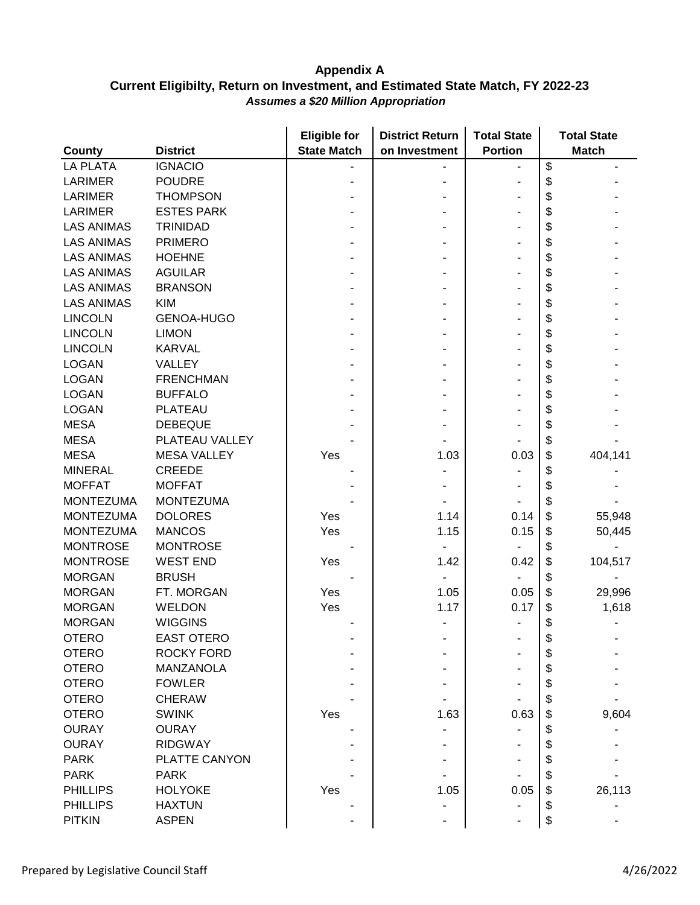**Appendix A**
**Current Eligibilty, Return on Investment, and Estimated State Match, FY 2022-23**
***Assumes a $20 Million Appropriation***

| County | District | Eligible for State Match | District Return on Investment | Total State Portion | Total State Match |
|---|---|---|---|---|---|
| LA PLATA | IGNACIO | - | - | - | $ - |
| LARIMER | POUDRE | - | - | - | $ - |
| LARIMER | THOMPSON | - | - | - | $ - |
| LARIMER | ESTES PARK | - | - | - | $ - |
| LAS ANIMAS | TRINIDAD | - | - | - | $ - |
| LAS ANIMAS | PRIMERO | - | - | - | $ - |
| LAS ANIMAS | HOEHNE | - | - | - | $ - |
| LAS ANIMAS | AGUILAR | - | - | - | $ - |
| LAS ANIMAS | BRANSON | - | - | - | $ - |
| LAS ANIMAS | KIM | - | - | - | $ - |
| LINCOLN | GENOA-HUGO | - | - | - | $ - |
| LINCOLN | LIMON | - | - | - | $ - |
| LINCOLN | KARVAL | - | - | - | $ - |
| LOGAN | VALLEY | - | - | - | $ - |
| LOGAN | FRENCHMAN | - | - | - | $ - |
| LOGAN | BUFFALO | - | - | - | $ - |
| LOGAN | PLATEAU | - | - | - | $ - |
| MESA | DEBEQUE | - | - | - | $ - |
| MESA | PLATEAU VALLEY | - | - | - | $ - |
| MESA | MESA VALLEY | Yes | 1.03 | 0.03 | $ 404,141 |
| MINERAL | CREEDE | - | - | - | $ - |
| MOFFAT | MOFFAT | - | - | - | $ - |
| MONTEZUMA | MONTEZUMA | - | - | - | $ - |
| MONTEZUMA | DOLORES | Yes | 1.14 | 0.14 | $ 55,948 |
| MONTEZUMA | MANCOS | Yes | 1.15 | 0.15 | $ 50,445 |
| MONTROSE | MONTROSE | - | - | - | $ - |
| MONTROSE | WEST END | Yes | 1.42 | 0.42 | $ 104,517 |
| MORGAN | BRUSH | - | - | - | $ - |
| MORGAN | FT. MORGAN | Yes | 1.05 | 0.05 | $ 29,996 |
| MORGAN | WELDON | Yes | 1.17 | 0.17 | $ 1,618 |
| MORGAN | WIGGINS | - | - | - | $ - |
| OTERO | EAST OTERO | - | - | - | $ - |
| OTERO | ROCKY FORD | - | - | - | $ - |
| OTERO | MANZANOLA | - | - | - | $ - |
| OTERO | FOWLER | - | - | - | $ - |
| OTERO | CHERAW | - | - | - | $ - |
| OTERO | SWINK | Yes | 1.63 | 0.63 | $ 9,604 |
| OURAY | OURAY | - | - | - | $ - |
| OURAY | RIDGWAY | - | - | - | $ - |
| PARK | PLATTE CANYON | - | - | - | $ - |
| PARK | PARK | - | - | - | $ - |
| PHILLIPS | HOLYOKE | Yes | 1.05 | 0.05 | $ 26,113 |
| PHILLIPS | HAXTUN | - | - | - | $ - |
| PITKIN | ASPEN | - | - | - | $ - |

Prepared by Legislative Council Staff 4/26/2022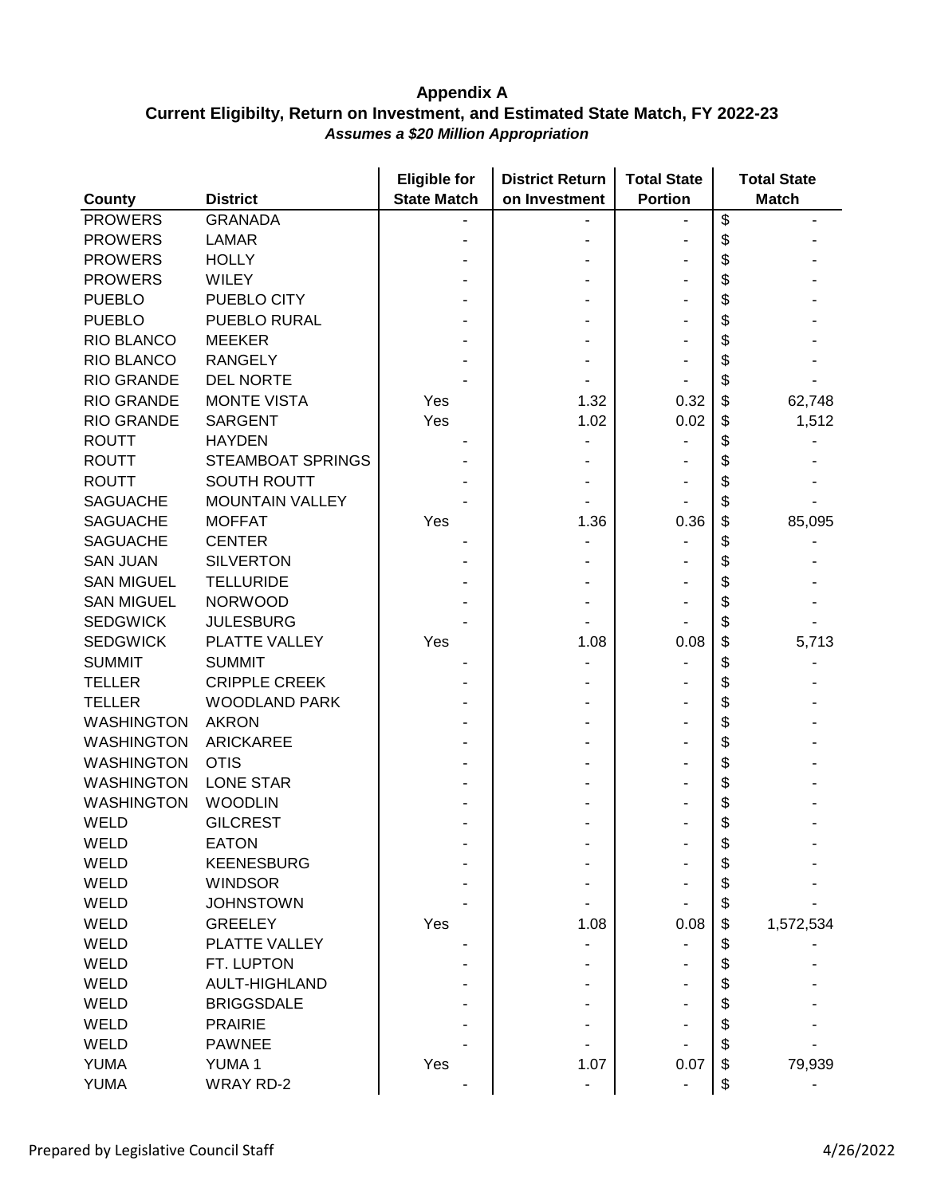**Appendix A**
**Current Eligibilty, Return on Investment, and Estimated State Match, FY 2022-23**
***Assumes a $20 Million Appropriation***

| County | District | Eligible for State Match | District Return on Investment | Total State Portion | Total State Match |
|---|---|---|---|---|---|
| PROWERS | GRANADA | - | - | - | $ - |
| PROWERS | LAMAR | - | - | - | $ - |
| PROWERS | HOLLY | - | - | - | $ - |
| PROWERS | WILEY | - | - | - | $ - |
| PUEBLO | PUEBLO CITY | - | - | - | $ - |
| PUEBLO | PUEBLO RURAL | - | - | - | $ - |
| RIO BLANCO | MEEKER | - | - | - | $ - |
| RIO BLANCO | RANGELY | - | - | - | $ - |
| RIO GRANDE | DEL NORTE | - | - | - | $ - |
| RIO GRANDE | MONTE VISTA | Yes | 1.32 | 0.32 | $ 62,748 |
| RIO GRANDE | SARGENT | Yes | 1.02 | 0.02 | $ 1,512 |
| ROUTT | HAYDEN | - | - | - | $ - |
| ROUTT | STEAMBOAT SPRINGS | - | - | - | $ - |
| ROUTT | SOUTH ROUTT | - | - | - | $ - |
| SAGUACHE | MOUNTAIN VALLEY | - | - | - | $ - |
| SAGUACHE | MOFFAT | Yes | 1.36 | 0.36 | $ 85,095 |
| SAGUACHE | CENTER | - | - | - | $ - |
| SAN JUAN | SILVERTON | - | - | - | $ - |
| SAN MIGUEL | TELLURIDE | - | - | - | $ - |
| SAN MIGUEL | NORWOOD | - | - | - | $ - |
| SEDGWICK | JULESBURG | - | - | - | $ - |
| SEDGWICK | PLATTE VALLEY | Yes | 1.08 | 0.08 | $ 5,713 |
| SUMMIT | SUMMIT | - | - | - | $ - |
| TELLER | CRIPPLE CREEK | - | - | - | $ - |
| TELLER | WOODLAND PARK | - | - | - | $ - |
| WASHINGTON | AKRON | - | - | - | $ - |
| WASHINGTON | ARICKAREE | - | - | - | $ - |
| WASHINGTON | OTIS | - | - | - | $ - |
| WASHINGTON | LONE STAR | - | - | - | $ - |
| WASHINGTON | WOODLIN | - | - | - | $ - |
| WELD | GILCREST | - | - | - | $ - |
| WELD | EATON | - | - | - | $ - |
| WELD | KEENESBURG | - | - | - | $ - |
| WELD | WINDSOR | - | - | - | $ - |
| WELD | JOHNSTOWN | - | - | - | $ - |
| WELD | GREELEY | Yes | 1.08 | 0.08 | $ 1,572,534 |
| WELD | PLATTE VALLEY | - | - | - | $ - |
| WELD | FT. LUPTON | - | - | - | $ - |
| WELD | AULT-HIGHLAND | - | - | - | $ - |
| WELD | BRIGGSDALE | - | - | - | $ - |
| WELD | PRAIRIE | - | - | - | $ - |
| WELD | PAWNEE | - | - | - | $ - |
| YUMA | YUMA 1 | Yes | 1.07 | 0.07 | $ 79,939 |
| YUMA | WRAY RD-2 | - | - | - | $ - |

Prepared by Legislative Council Staff 4/26/2022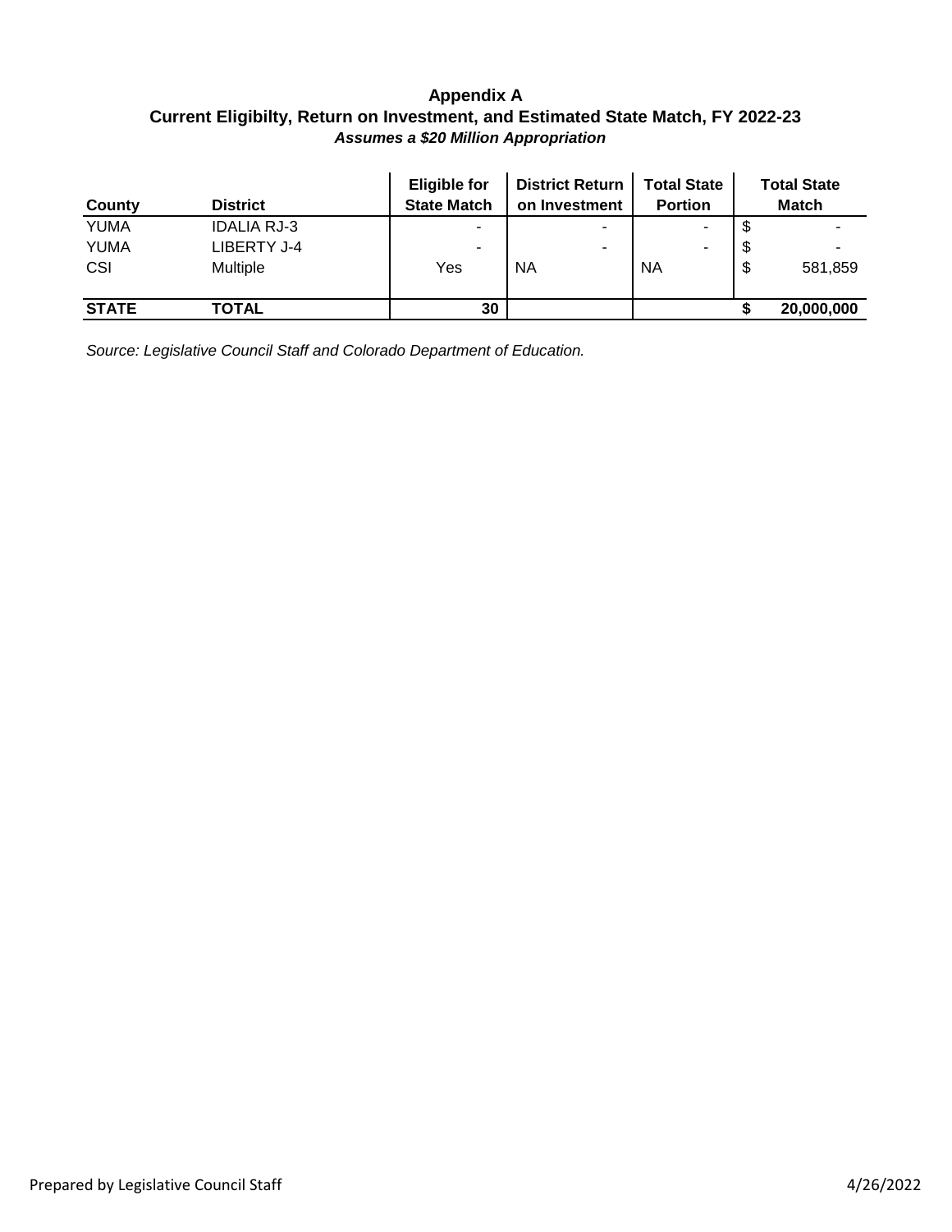**Appendix A**

**Current Eligibilty, Return on Investment, and Estimated State Match, FY 2022-23**

***Assumes a $20 Million Appropriation***

| County | District | Eligible for State Match | District Return on Investment | Total State Portion | Total State Match |
|---|---|---|---|---|---|
| YUMA | IDALIA RJ-3 | - | - | - | $ - |
| YUMA | LIBERTY J-4 | - | - | - | $ - |
| CSI | Multiple | Yes | NA | NA | $ 581,859 |
| **STATE** | **TOTAL** | **30** | | | **$ 20,000,000** |

*Source: Legislative Council Staff and Colorado Department of Education.*

Prepared by Legislative Council Staff 4/26/2022